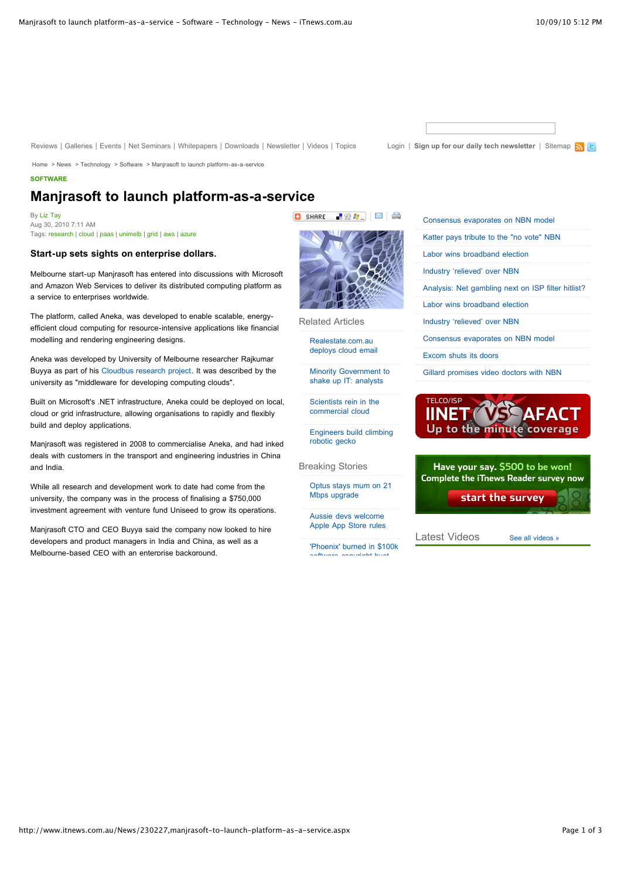Reviews | Galleries | Events | Net Seminars | Whitepapers | Downloads | Newsletter | Videos | Topics

Login | **Sign up for our daily tech newsletter** | Sitemap

Home > News > Technology > Software > Manjrasoft to launch platform-as-a-service

**SOFTWARE**

# Manjrasoft to launch platform-as-a-service

By Liz Tay
Aug 30, 2010 7:11 AM
Tags: research | cloud | paas | unimelb | grid | aws | azure

### Start-up sets sights on enterprise dollars.

Melbourne start-up Manjrasoft has entered into discussions with Microsoft and Amazon Web Services to deliver its distributed computing platform as a service to enterprises worldwide.

The platform, called Aneka, was developed to enable scalable, energy-efficient cloud computing for resource-intensive applications like financial modelling and rendering engineering designs.

Aneka was developed by University of Melbourne researcher Rajkumar Buyya as part of his Cloudbus research project. It was described by the university as "middleware for developing computing clouds".

Built on Microsoft's .NET infrastructure, Aneka could be deployed on local, cloud or grid infrastructure, allowing organisations to rapidly and flexibly build and deploy applications.

Manjrasoft was registered in 2008 to commercialise Aneka, and had inked deals with customers in the transport and engineering industries in China and India.

While all research and development work to date had come from the university, the company was in the process of finalising a $750,000 investment agreement with venture fund Uniseed to grow its operations.

Manjrasoft CTO and CEO Buyya said the company now looked to hire developers and product managers in India and China, as well as a Melbourne-based CEO with an enterprise background.

## Related Articles

- Realestate.com.au deploys cloud email
- Minority Government to shake up IT: analysts
- Scientists rein in the commercial cloud
- Engineers build climbing robotic gecko

## Breaking Stories

- Optus stays mum on 21 Mbps upgrade
- Aussie devs welcome Apple App Store rules
- 'Phoenix' burned in $100k software copyright bust

- Consensus evaporates on NBN model
- Katter pays tribute to the "no vote" NBN
- Labor wins broadband election
- Industry 'relieved' over NBN
- Analysis: Net gambling next on ISP filter hitlist?
- Labor wins broadband election
- Industry 'relieved' over NBN
- Consensus evaporates on NBN model
- Excom shuts its doors
- Gillard promises video doctors with NBN

TELCO/ISP IINET VS AFACT Up to the minute coverage

Have your say. $500 to be won! Complete the iTnews Reader survey now start the survey

## Latest Videos

See all videos »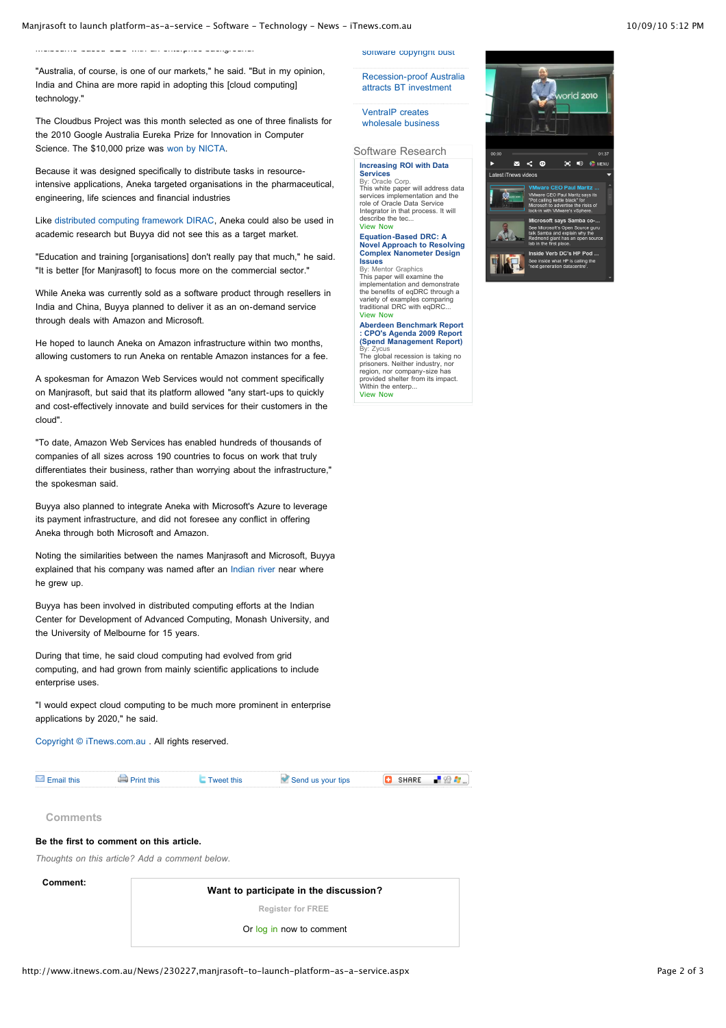"Australia, of course, is one of our markets," he said. "But in my opinion, India and China are more rapid in adopting this [cloud computing] technology."

The Cloudbus Project was this month selected as one of three finalists for the 2010 Google Australia Eureka Prize for Innovation in Computer Science. The $10,000 prize was won by NICTA.

Because it was designed specifically to distribute tasks in resource-intensive applications, Aneka targeted organisations in the pharmaceutical, engineering, life sciences and financial industries

Like distributed computing framework DIRAC, Aneka could also be used in academic research but Buyya did not see this as a target market.

"Education and training [organisations] don't really pay that much," he said. "It is better [for Manjrasoft] to focus more on the commercial sector."

While Aneka was currently sold as a software product through resellers in India and China, Buyya planned to deliver it as an on-demand service through deals with Amazon and Microsoft.

He hoped to launch Aneka on Amazon infrastructure within two months, allowing customers to run Aneka on rentable Amazon instances for a fee.

A spokesman for Amazon Web Services would not comment specifically on Manjrasoft, but said that its platform allowed "any start-ups to quickly and cost-effectively innovate and build services for their customers in the cloud".

"To date, Amazon Web Services has enabled hundreds of thousands of companies of all sizes across 190 countries to focus on work that truly differentiates their business, rather than worrying about the infrastructure," the spokesman said.

Buyya also planned to integrate Aneka with Microsoft's Azure to leverage its payment infrastructure, and did not foresee any conflict in offering Aneka through both Microsoft and Amazon.

Noting the similarities between the names Manjrasoft and Microsoft, Buyya explained that his company was named after an Indian river near where he grew up.

Buyya has been involved in distributed computing efforts at the Indian Center for Development of Advanced Computing, Monash University, and the University of Melbourne for 15 years.

During that time, he said cloud computing had evolved from grid computing, and had grown from mainly scientific applications to include enterprise uses.

"I would expect cloud computing to be much more prominent in enterprise applications by 2020," he said.

Copyright © iTnews.com.au . All rights reserved.

Email this | Print this | Tweet this | Send us your tips | SHARE

## Comments

**Be the first to comment on this article.**

*Thoughts on this article? Add a comment below.*

**Comment:**

**Want to participate in the discussion?**

Register for FREE

Or log in now to comment

---

Recession-proof Australia attracts BT investment

VentraIP creates wholesale business

### Software Research

**Increasing ROI with Data Services**
By: Oracle Corp.
This white paper will address data services implementation and the role of Oracle Data Service Integrator in that process. It will describe the tec...
View Now

**Equation-Based DRC: A Novel Approach to Resolving Complex Nanometer Design Issues**
By: Mentor Graphics
This paper will examine the implementation and demonstrate the benefits of eqDRC through a variety of examples comparing traditional DRC with eqDRC...
View Now

**Aberdeen Benchmark Report : CPO's Agenda 2009 Report (Spend Management Report)**
By: Zycus
The global recession is taking no prisoners. Neither industry, nor region, nor company-size has provided shelter from its impact. Within the enterp...
View Now

Latest iTnews videos

**VMware CEO Paul Maritz ...**
VMware CEO Paul Maritz says its "Pot calling kettle black" for Microsoft to advertise the risks of lock-in with VMware's vSphere.

**Microsoft says Samba co-...**
See Microsoft's Open Source guru talk Samba and explain why the Redmond giant has an open source lab in the first place.

**Inside Verb DC's HP Pod ...**
See inside what HP is calling the 'next generation datacentre'.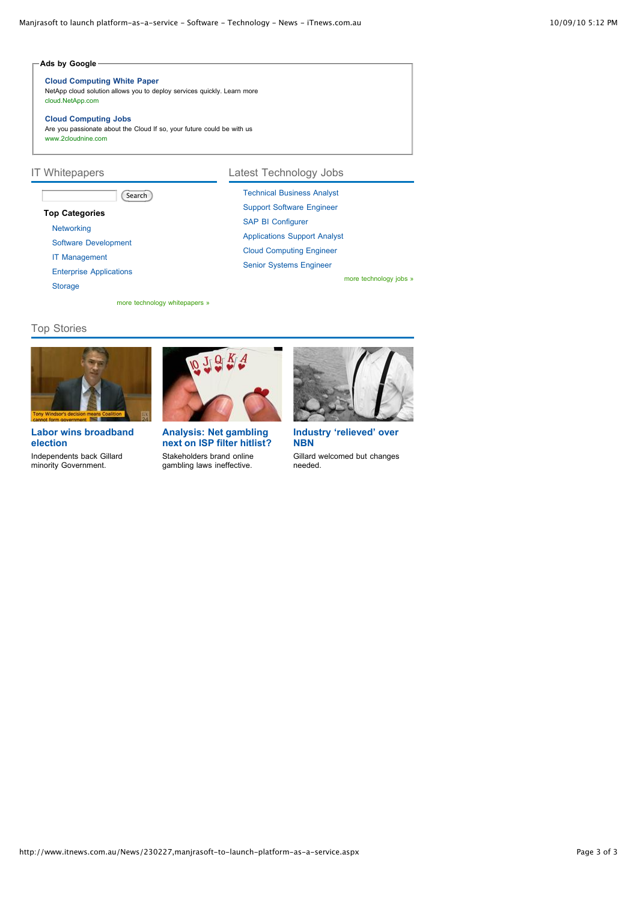**Ads by Google**

**Cloud Computing White Paper**
NetApp cloud solution allows you to deploy services quickly. Learn more
cloud.NetApp.com

**Cloud Computing Jobs**
Are you passionate about the Cloud If so, your future could be with us
www.2cloudnine.com

## IT Whitepapers

Search

**Top Categories**

- Networking
- Software Development
- IT Management
- Enterprise Applications
- Storage

more technology whitepapers »

## Latest Technology Jobs

- Technical Business Analyst
- Support Software Engineer
- SAP BI Configurer
- Applications Support Analyst
- Cloud Computing Engineer
- Senior Systems Engineer

more technology jobs »

## Top Stories

**Labor wins broadband election**
Independents back Gillard minority Government.

**Analysis: Net gambling next on ISP filter hitlist?**
Stakeholders brand online gambling laws ineffective.

**Industry 'relieved' over NBN**
Gillard welcomed but changes needed.